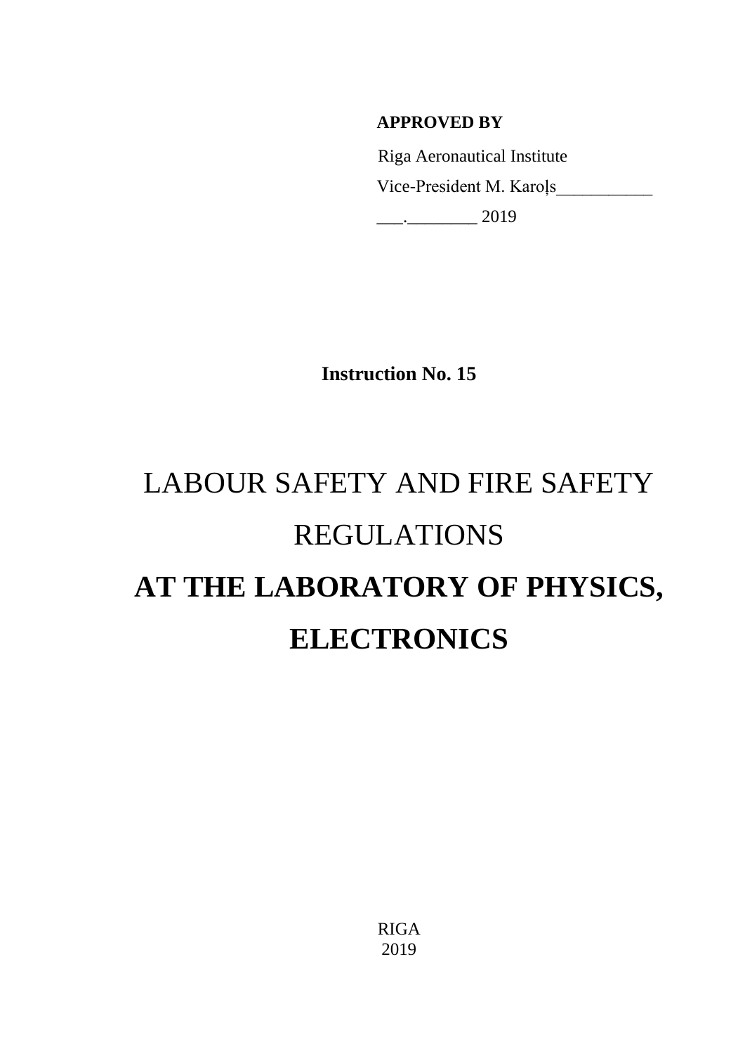**APPROVED BY**

Riga Aeronautical Institute

Vice-President M. Karoļs___________

___.________ 2019

**Instruction No. 15**

# LABOUR SAFETY AND FIRE SAFETY REGULATIONS **AT THE LABORATORY OF PHYSICS, ELECTRONICS**

RIGA
2019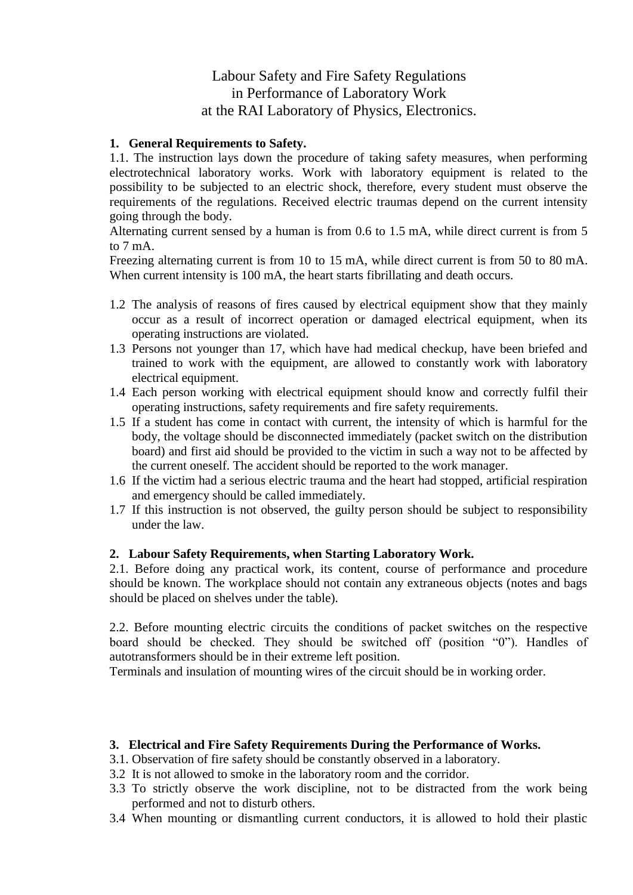# Labour Safety and Fire Safety Regulations in Performance of Laboratory Work at the RAI Laboratory of Physics, Electronics.

## 1. General Requirements to Safety.

1.1. The instruction lays down the procedure of taking safety measures, when performing electrotechnical laboratory works. Work with laboratory equipment is related to the possibility to be subjected to an electric shock, therefore, every student must observe the requirements of the regulations. Received electric traumas depend on the current intensity going through the body.

Alternating current sensed by a human is from 0.6 to 1.5 mA, while direct current is from 5 to 7 mA.

Freezing alternating current is from 10 to 15 mA, while direct current is from 50 to 80 mA. When current intensity is 100 mA, the heart starts fibrillating and death occurs.

1.2 The analysis of reasons of fires caused by electrical equipment show that they mainly occur as a result of incorrect operation or damaged electrical equipment, when its operating instructions are violated.

1.3 Persons not younger than 17, which have had medical checkup, have been briefed and trained to work with the equipment, are allowed to constantly work with laboratory electrical equipment.

1.4 Each person working with electrical equipment should know and correctly fulfil their operating instructions, safety requirements and fire safety requirements.

1.5 If a student has come in contact with current, the intensity of which is harmful for the body, the voltage should be disconnected immediately (packet switch on the distribution board) and first aid should be provided to the victim in such a way not to be affected by the current oneself. The accident should be reported to the work manager.

1.6 If the victim had a serious electric trauma and the heart had stopped, artificial respiration and emergency should be called immediately.

1.7 If this instruction is not observed, the guilty person should be subject to responsibility under the law.

## 2. Labour Safety Requirements, when Starting Laboratory Work.

2.1. Before doing any practical work, its content, course of performance and procedure should be known. The workplace should not contain any extraneous objects (notes and bags should be placed on shelves under the table).

2.2. Before mounting electric circuits the conditions of packet switches on the respective board should be checked. They should be switched off (position “0”). Handles of autotransformers should be in their extreme left position.

Terminals and insulation of mounting wires of the circuit should be in working order.

## 3. Electrical and Fire Safety Requirements During the Performance of Works.

3.1. Observation of fire safety should be constantly observed in a laboratory.

3.2 It is not allowed to smoke in the laboratory room and the corridor.

3.3 To strictly observe the work discipline, not to be distracted from the work being performed and not to disturb others.

3.4 When mounting or dismantling current conductors, it is allowed to hold their plastic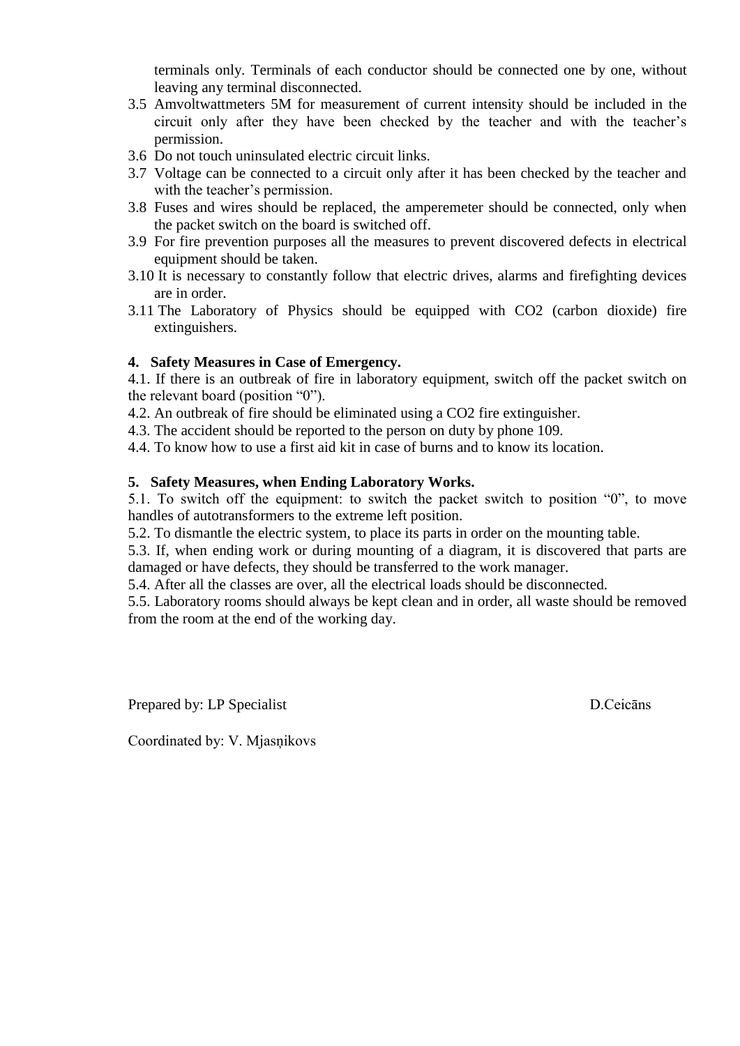terminals only. Terminals of each conductor should be connected one by one, without leaving any terminal disconnected.

3.5 Amvoltwattmeters 5M for measurement of current intensity should be included in the circuit only after they have been checked by the teacher and with the teacher's permission.
3.6 Do not touch uninsulated electric circuit links.
3.7 Voltage can be connected to a circuit only after it has been checked by the teacher and with the teacher's permission.
3.8 Fuses and wires should be replaced, the amperemeter should be connected, only when the packet switch on the board is switched off.
3.9 For fire prevention purposes all the measures to prevent discovered defects in electrical equipment should be taken.
3.10 It is necessary to constantly follow that electric drives, alarms and firefighting devices are in order.
3.11 The Laboratory of Physics should be equipped with $CO_2$ (carbon dioxide) fire extinguishers.

**4. Safety Measures in Case of Emergency.**

4.1. If there is an outbreak of fire in laboratory equipment, switch off the packet switch on the relevant board (position "0").

4.2. An outbreak of fire should be eliminated using a $CO_2$ fire extinguisher.

4.3. The accident should be reported to the person on duty by phone 109.

4.4. To know how to use a first aid kit in case of burns and to know its location.

**5. Safety Measures, when Ending Laboratory Works.**

5.1. To switch off the equipment: to switch the packet switch to position "0", to move handles of autotransformers to the extreme left position.

5.2. To dismantle the electric system, to place its parts in order on the mounting table.

5.3. If, when ending work or during mounting of a diagram, it is discovered that parts are damaged or have defects, they should be transferred to the work manager.

5.4. After all the classes are over, all the electrical loads should be disconnected.

5.5. Laboratory rooms should always be kept clean and in order, all waste should be removed from the room at the end of the working day.

Prepared by: LP Specialist D.Ceicāns

Coordinated by: V. Mjasņikovs